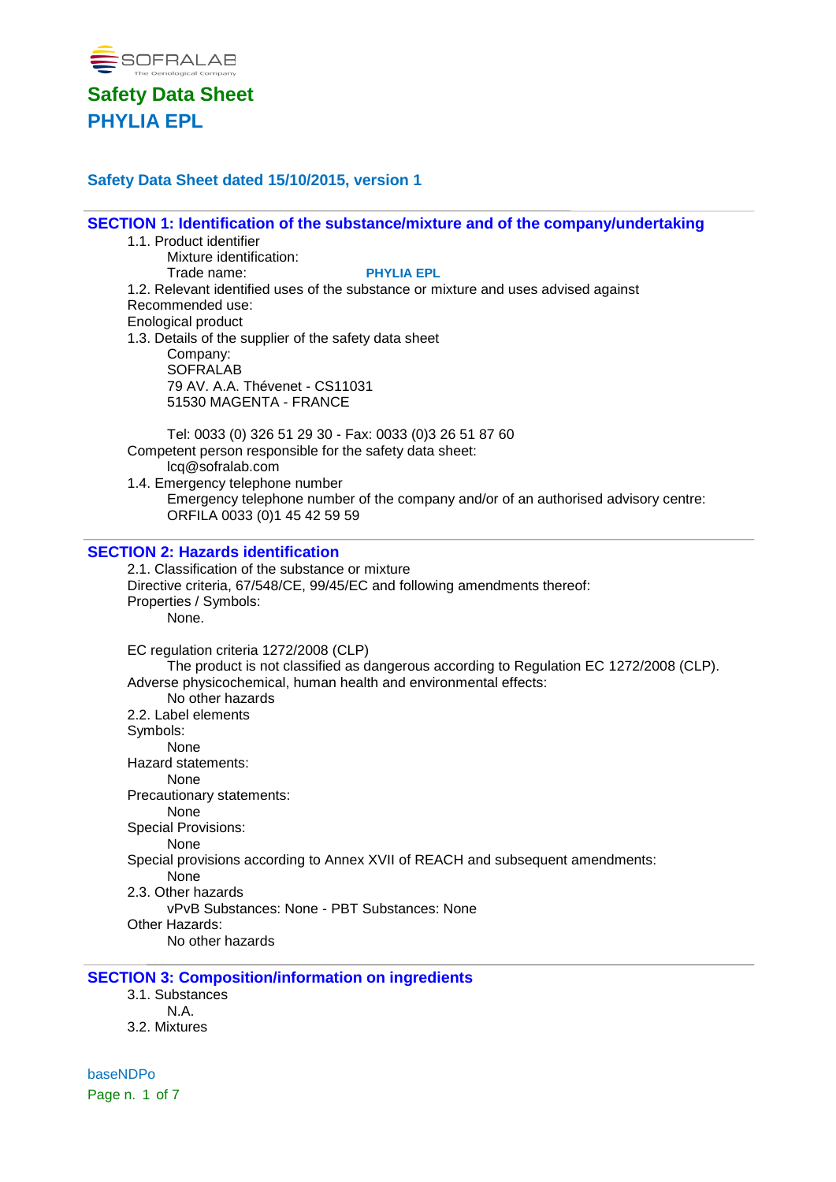SOFRALAB
The Oenological Company

# Safety Data Sheet
# PHYLIA EPL

### Safety Data Sheet dated 15/10/2015, version 1

## SECTION 1: Identification of the substance/mixture and of the company/undertaking

1.1. Product identifier
Mixture identification:
Trade name: **PHYLIA EPL**

1.2. Relevant identified uses of the substance or mixture and uses advised against
Recommended use:
Enological product

1.3. Details of the supplier of the safety data sheet
Company:
SOFRALAB
79 AV. A.A. Thévenet - CS11031
51530 MAGENTA - FRANCE

Tel: 0033 (0) 326 51 29 30 - Fax: 0033 (0)3 26 51 87 60
Competent person responsible for the safety data sheet:
lcq@sofralab.com

1.4. Emergency telephone number
Emergency telephone number of the company and/or of an authorised advisory centre:
ORFILA 0033 (0)1 45 42 59 59

## SECTION 2: Hazards identification

2.1. Classification of the substance or mixture
Directive criteria, 67/548/CE, 99/45/EC and following amendments thereof:
Properties / Symbols:
None.

EC regulation criteria 1272/2008 (CLP)
The product is not classified as dangerous according to Regulation EC 1272/2008 (CLP).
Adverse physicochemical, human health and environmental effects:
No other hazards

2.2. Label elements
Symbols:
None
Hazard statements:
None
Precautionary statements:
None
Special Provisions:
None
Special provisions according to Annex XVII of REACH and subsequent amendments:
None

2.3. Other hazards
vPvB Substances: None - PBT Substances: None
Other Hazards:
No other hazards

## SECTION 3: Composition/information on ingredients

3.1. Substances
N.A.

3.2. Mixtures

baseNDPo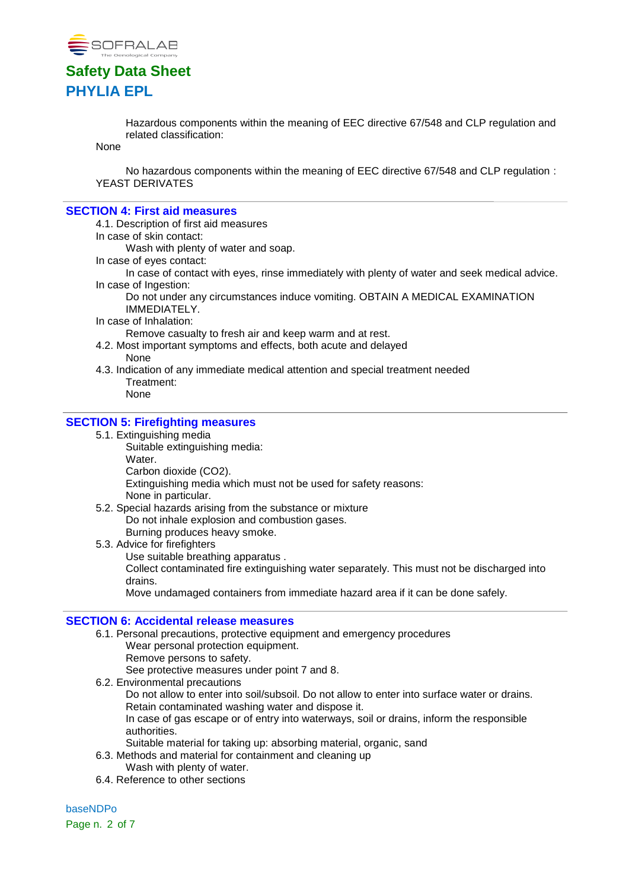Hazardous components within the meaning of EEC directive 67/548 and CLP regulation and related classification:

None

No hazardous components within the meaning of EEC directive 67/548 and CLP regulation :

YEAST DERIVATES

## SECTION 4: First aid measures

4.1. Description of first aid measures

In case of skin contact:

Wash with plenty of water and soap.

In case of eyes contact:

In case of contact with eyes, rinse immediately with plenty of water and seek medical advice.

In case of Ingestion:

Do not under any circumstances induce vomiting. OBTAIN A MEDICAL EXAMINATION IMMEDIATELY.

In case of Inhalation:

Remove casualty to fresh air and keep warm and at rest.

4.2. Most important symptoms and effects, both acute and delayed

None

4.3. Indication of any immediate medical attention and special treatment needed

Treatment:

None

## SECTION 5: Firefighting measures

5.1. Extinguishing media

Suitable extinguishing media:

Water.

Carbon dioxide ($CO_2$).

Extinguishing media which must not be used for safety reasons:

None in particular.

5.2. Special hazards arising from the substance or mixture

Do not inhale explosion and combustion gases.

Burning produces heavy smoke.

5.3. Advice for firefighters

Use suitable breathing apparatus .

Collect contaminated fire extinguishing water separately. This must not be discharged into drains.

Move undamaged containers from immediate hazard area if it can be done safely.

## SECTION 6: Accidental release measures

6.1. Personal precautions, protective equipment and emergency procedures

Wear personal protection equipment.

Remove persons to safety.

See protective measures under point 7 and 8.

6.2. Environmental precautions

Do not allow to enter into soil/subsoil. Do not allow to enter into surface water or drains.

Retain contaminated washing water and dispose it.

In case of gas escape or of entry into waterways, soil or drains, inform the responsible authorities.

Suitable material for taking up: absorbing material, organic, sand

6.3. Methods and material for containment and cleaning up

Wash with plenty of water.

6.4. Reference to other sections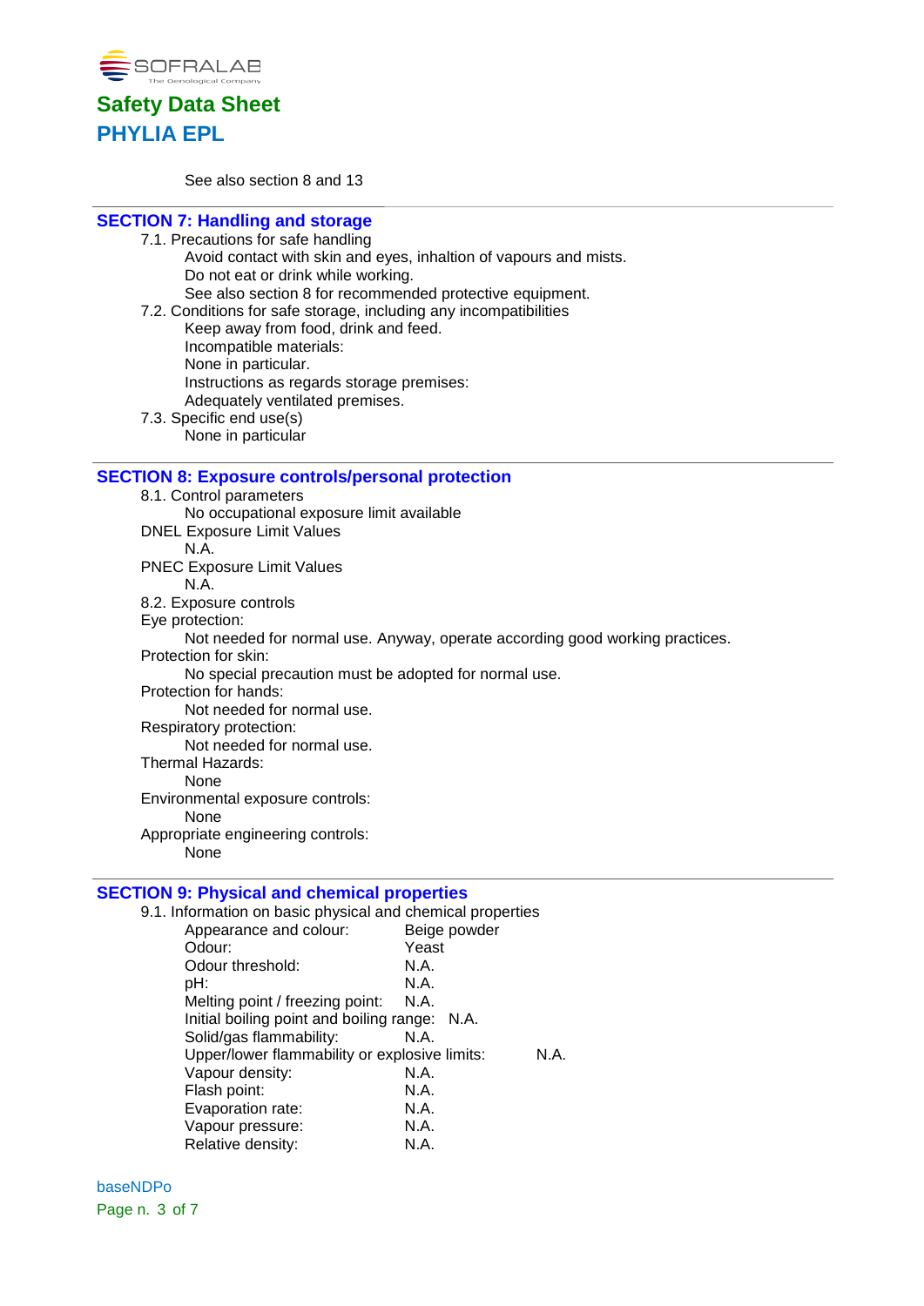See also section 8 and 13

## SECTION 7: Handling and storage

7.1. Precautions for safe handling

Avoid contact with skin and eyes, inhaltion of vapours and mists.
Do not eat or drink while working.
See also section 8 for recommended protective equipment.

7.2. Conditions for safe storage, including any incompatibilities

Keep away from food, drink and feed.
Incompatible materials:
None in particular.
Instructions as regards storage premises:
Adequately ventilated premises.

7.3. Specific end use(s)

None in particular

## SECTION 8: Exposure controls/personal protection

8.1. Control parameters

No occupational exposure limit available

DNEL Exposure Limit Values

N.A.

PNEC Exposure Limit Values

N.A.

8.2. Exposure controls

Eye protection:

Not needed for normal use. Anyway, operate according good working practices.

Protection for skin:

No special precaution must be adopted for normal use.

Protection for hands:

Not needed for normal use.

Respiratory protection:

Not needed for normal use.

Thermal Hazards:

None

Environmental exposure controls:

None

Appropriate engineering controls:

None

## SECTION 9: Physical and chemical properties

9.1. Information on basic physical and chemical properties

| | |
|---|---|
| Appearance and colour: | Beige powder |
| Odour: | Yeast |
| Odour threshold: | N.A. |
| pH: | N.A. |
| Melting point / freezing point: | N.A. |
| Initial boiling point and boiling range: | N.A. |
| Solid/gas flammability: | N.A. |
| Upper/lower flammability or explosive limits: | N.A. |
| Vapour density: | N.A. |
| Flash point: | N.A. |
| Evaporation rate: | N.A. |
| Vapour pressure: | N.A. |
| Relative density: | N.A. |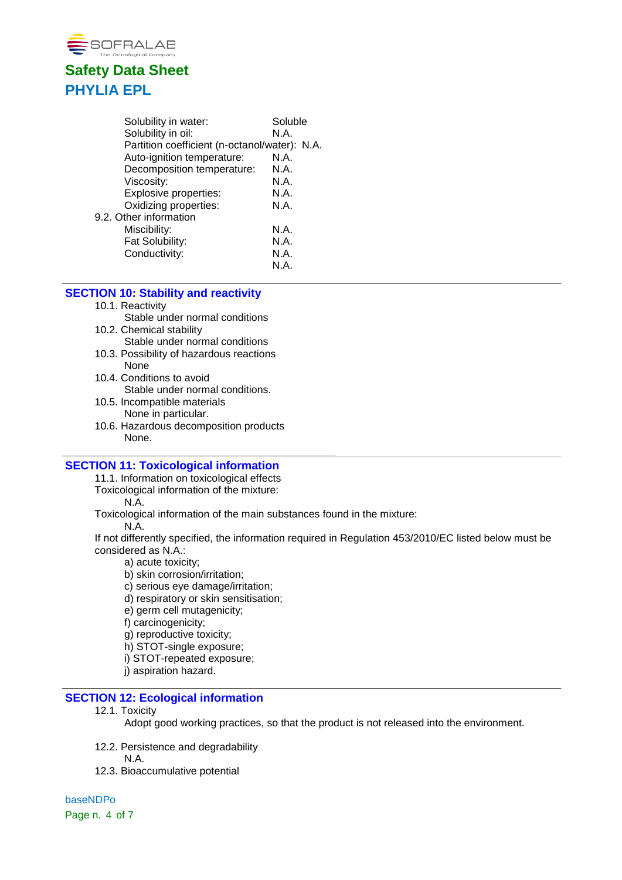Solubility in water: Soluble
Solubility in oil: N.A.
Partition coefficient (n-octanol/water): N.A.
Auto-ignition temperature: N.A.
Decomposition temperature: N.A.
Viscosity: N.A.
Explosive properties: N.A.
Oxidizing properties: N.A.

9.2. Other information

Miscibility: N.A.
Fat Solubility: N.A.
Conductivity: N.A.
N.A.

## SECTION 10: Stability and reactivity

10.1. Reactivity
Stable under normal conditions

10.2. Chemical stability
Stable under normal conditions

10.3. Possibility of hazardous reactions
None

10.4. Conditions to avoid
Stable under normal conditions.

10.5. Incompatible materials
None in particular.

10.6. Hazardous decomposition products
None.

## SECTION 11: Toxicological information

11.1. Information on toxicological effects

Toxicological information of the mixture:
N.A.

Toxicological information of the main substances found in the mixture:
N.A.

If not differently specified, the information required in Regulation 453/2010/EC listed below must be considered as N.A.:

a) acute toxicity;
b) skin corrosion/irritation;
c) serious eye damage/irritation;
d) respiratory or skin sensitisation;
e) germ cell mutagenicity;
f) carcinogenicity;
g) reproductive toxicity;
h) STOT-single exposure;
i) STOT-repeated exposure;
j) aspiration hazard.

## SECTION 12: Ecological information

12.1. Toxicity
Adopt good working practices, so that the product is not released into the environment.

12.2. Persistence and degradability
N.A.

12.3. Bioaccumulative potential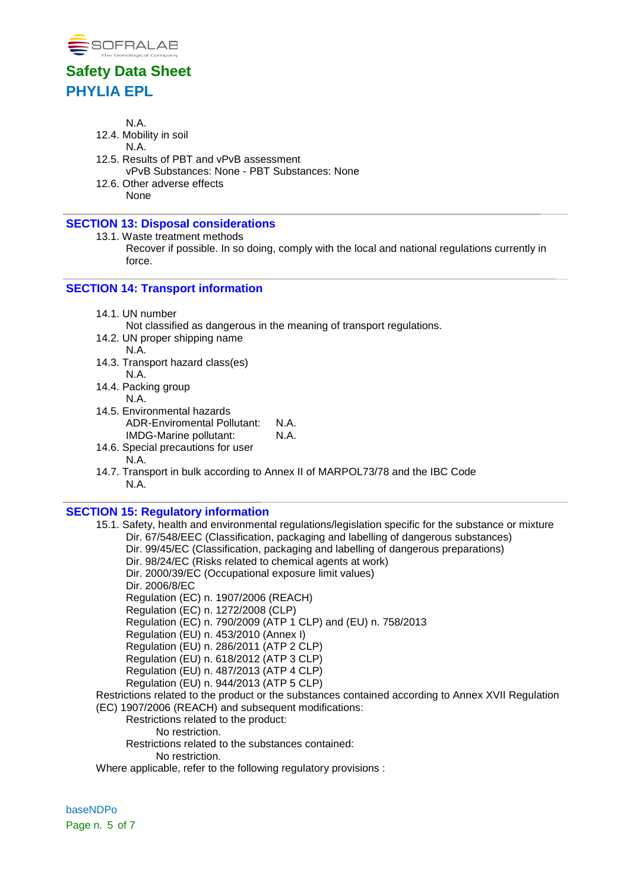N.A.

12.4. Mobility in soil

N.A.

12.5. Results of PBT and vPvB assessment

vPvB Substances: None - PBT Substances: None

12.6. Other adverse effects

None

## SECTION 13: Disposal considerations

13.1. Waste treatment methods

Recover if possible. In so doing, comply with the local and national regulations currently in force.

## SECTION 14: Transport information

14.1. UN number

Not classified as dangerous in the meaning of transport regulations.

14.2. UN proper shipping name

N.A.

14.3. Transport hazard class(es)

N.A.

14.4. Packing group

N.A.

14.5. Environmental hazards

ADR-Enviromental Pollutant: N.A.
IMDG-Marine pollutant: N.A.

14.6. Special precautions for user

N.A.

14.7. Transport in bulk according to Annex II of MARPOL73/78 and the IBC Code

N.A.

## SECTION 15: Regulatory information

15.1. Safety, health and environmental regulations/legislation specific for the substance or mixture

Dir. 67/548/EEC (Classification, packaging and labelling of dangerous substances)
Dir. 99/45/EC (Classification, packaging and labelling of dangerous preparations)
Dir. 98/24/EC (Risks related to chemical agents at work)
Dir. 2000/39/EC (Occupational exposure limit values)
Dir. 2006/8/EC
Regulation (EC) n. 1907/2006 (REACH)
Regulation (EC) n. 1272/2008 (CLP)
Regulation (EC) n. 790/2009 (ATP 1 CLP) and (EU) n. 758/2013
Regulation (EU) n. 453/2010 (Annex I)
Regulation (EU) n. 286/2011 (ATP 2 CLP)
Regulation (EU) n. 618/2012 (ATP 3 CLP)
Regulation (EU) n. 487/2013 (ATP 4 CLP)
Regulation (EU) n. 944/2013 (ATP 5 CLP)

Restrictions related to the product or the substances contained according to Annex XVII Regulation (EC) 1907/2006 (REACH) and subsequent modifications:

Restrictions related to the product:

No restriction.

Restrictions related to the substances contained:

No restriction.

Where applicable, refer to the following regulatory provisions :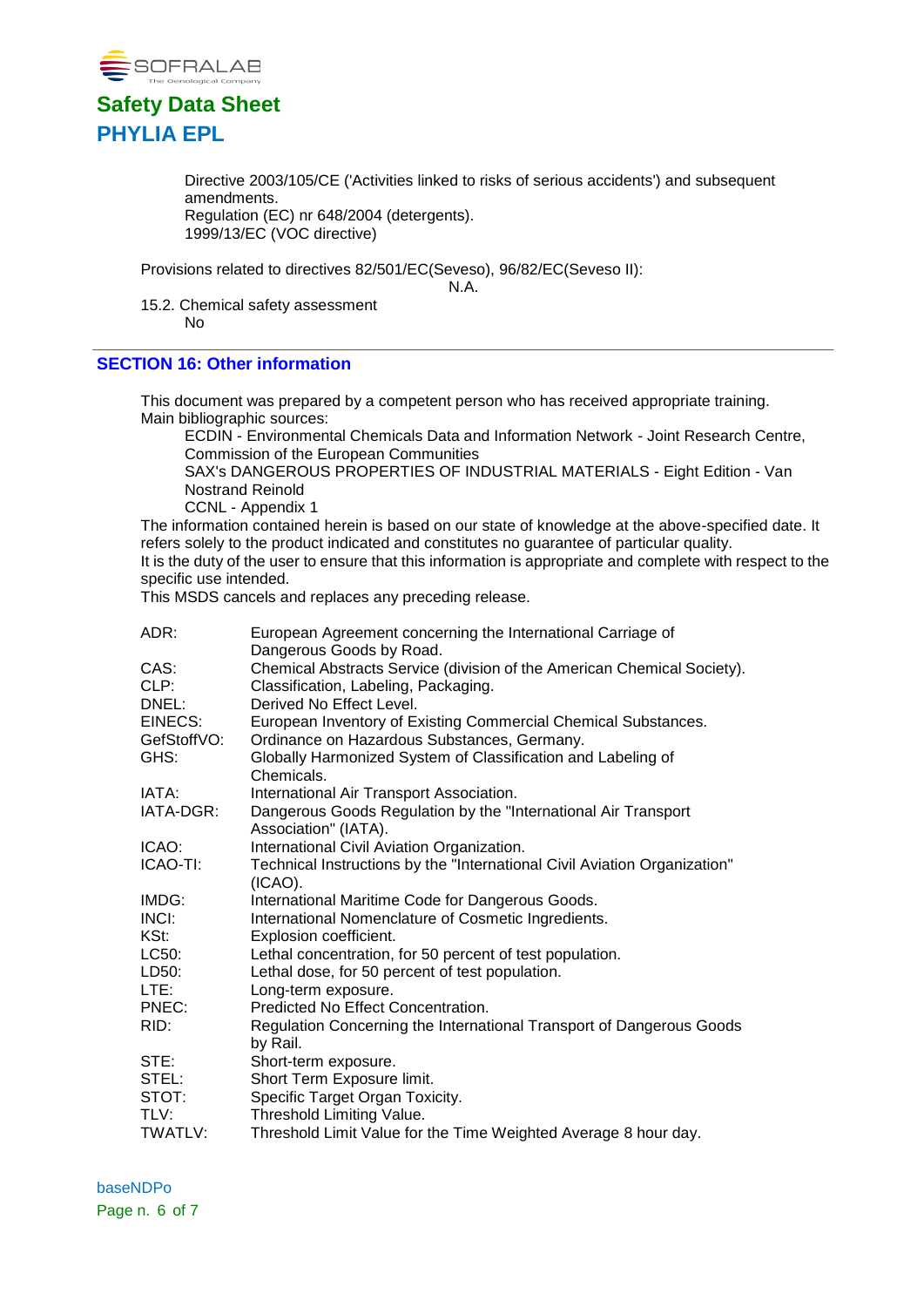Directive 2003/105/CE ('Activities linked to risks of serious accidents') and subsequent amendments.
Regulation (EC) nr 648/2004 (detergents).
1999/13/EC (VOC directive)

Provisions related to directives 82/501/EC(Seveso), 96/82/EC(Seveso II):
N.A.

15.2. Chemical safety assessment
No

## SECTION 16: Other information

This document was prepared by a competent person who has received appropriate training.
Main bibliographic sources:

ECDIN - Environmental Chemicals Data and Information Network - Joint Research Centre, Commission of the European Communities
SAX's DANGEROUS PROPERTIES OF INDUSTRIAL MATERIALS - Eight Edition - Van Nostrand Reinold
CCNL - Appendix 1

The information contained herein is based on our state of knowledge at the above-specified date. It refers solely to the product indicated and constitutes no guarantee of particular quality.
It is the duty of the user to ensure that this information is appropriate and complete with respect to the specific use intended.
This MSDS cancels and replaces any preceding release.

| | |
|---|---|
| ADR: | European Agreement concerning the International Carriage of Dangerous Goods by Road. |
| CAS: | Chemical Abstracts Service (division of the American Chemical Society). |
| CLP: | Classification, Labeling, Packaging. |
| DNEL: | Derived No Effect Level. |
| EINECS: | European Inventory of Existing Commercial Chemical Substances. |
| GefStoffVO: | Ordinance on Hazardous Substances, Germany. |
| GHS: | Globally Harmonized System of Classification and Labeling of Chemicals. |
| IATA: | International Air Transport Association. |
| IATA-DGR: | Dangerous Goods Regulation by the "International Air Transport Association" (IATA). |
| ICAO: | International Civil Aviation Organization. |
| ICAO-TI: | Technical Instructions by the "International Civil Aviation Organization" (ICAO). |
| IMDG: | International Maritime Code for Dangerous Goods. |
| INCI: | International Nomenclature of Cosmetic Ingredients. |
| KSt: | Explosion coefficient. |
| LC50: | Lethal concentration, for 50 percent of test population. |
| LD50: | Lethal dose, for 50 percent of test population. |
| LTE: | Long-term exposure. |
| PNEC: | Predicted No Effect Concentration. |
| RID: | Regulation Concerning the International Transport of Dangerous Goods by Rail. |
| STE: | Short-term exposure. |
| STEL: | Short Term Exposure limit. |
| STOT: | Specific Target Organ Toxicity. |
| TLV: | Threshold Limiting Value. |
| TWATLV: | Threshold Limit Value for the Time Weighted Average 8 hour day. |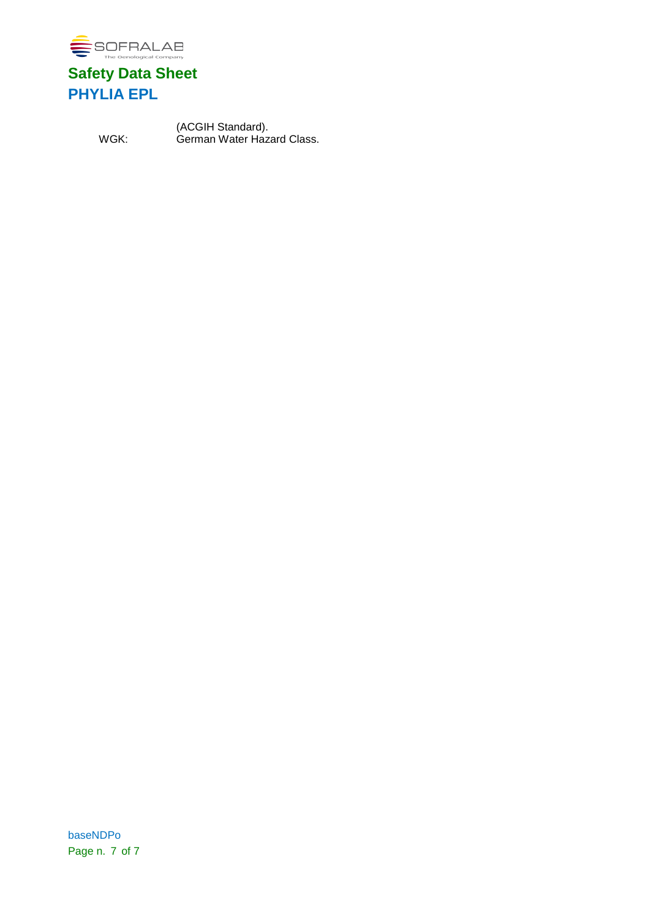|  |  |
|---|---|
|  | (ACGIH Standard). |
| WGK: | German Water Hazard Class. |